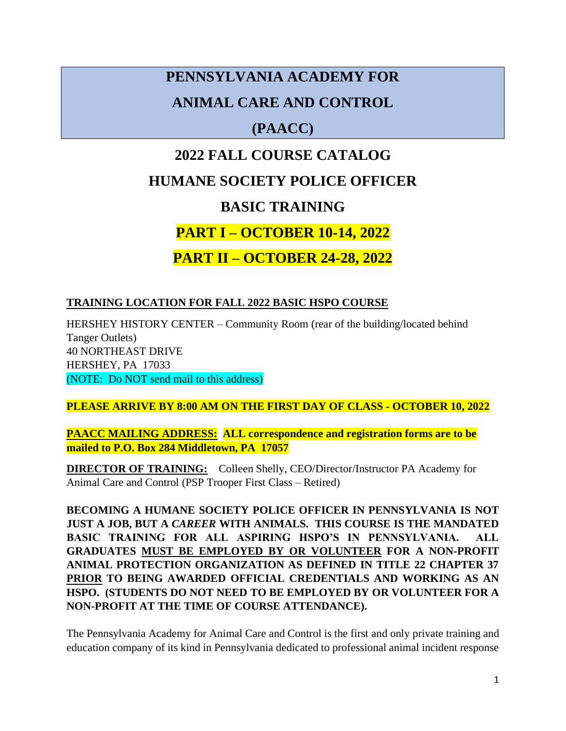# PENNSYLVANIA ACADEMY FOR ANIMAL CARE AND CONTROL (PAACC)

## 2022 FALL COURSE CATALOG

## HUMANE SOCIETY POLICE OFFICER

## BASIC TRAINING

## PART I – OCTOBER 10-14, 2022

## PART II – OCTOBER 24-28, 2022

**TRAINING LOCATION FOR FALL 2022 BASIC HSPO COURSE**

HERSHEY HISTORY CENTER – Community Room (rear of the building/located behind Tanger Outlets)
40 NORTHEAST DRIVE
HERSHEY, PA 17033
(NOTE: Do NOT send mail to this address)

**PLEASE ARRIVE BY 8:00 AM ON THE FIRST DAY OF CLASS - OCTOBER 10, 2022**

**PAACC MAILING ADDRESS: ALL correspondence and registration forms are to be mailed to P.O. Box 284 Middletown, PA 17057**

**DIRECTOR OF TRAINING:** Colleen Shelly, CEO/Director/Instructor PA Academy for Animal Care and Control (PSP Trooper First Class – Retired)

**BECOMING A HUMANE SOCIETY POLICE OFFICER IN PENNSYLVANIA IS NOT JUST A JOB, BUT A *CAREER* WITH ANIMALS. THIS COURSE IS THE MANDATED BASIC TRAINING FOR ALL ASPIRING HSPO'S IN PENNSYLVANIA. ALL GRADUATES MUST BE EMPLOYED BY OR VOLUNTEER FOR A NON-PROFIT ANIMAL PROTECTION ORGANIZATION AS DEFINED IN TITLE 22 CHAPTER 37 PRIOR TO BEING AWARDED OFFICIAL CREDENTIALS AND WORKING AS AN HSPO. (STUDENTS DO NOT NEED TO BE EMPLOYED BY OR VOLUNTEER FOR A NON-PROFIT AT THE TIME OF COURSE ATTENDANCE).**

The Pennsylvania Academy for Animal Care and Control is the first and only private training and education company of its kind in Pennsylvania dedicated to professional animal incident response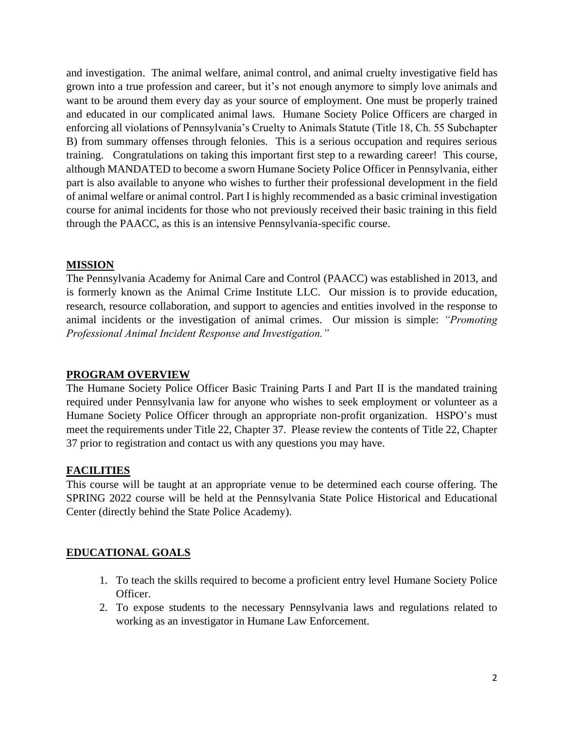and investigation. The animal welfare, animal control, and animal cruelty investigative field has grown into a true profession and career, but it's not enough anymore to simply love animals and want to be around them every day as your source of employment. One must be properly trained and educated in our complicated animal laws. Humane Society Police Officers are charged in enforcing all violations of Pennsylvania's Cruelty to Animals Statute (Title 18, Ch. 55 Subchapter B) from summary offenses through felonies. This is a serious occupation and requires serious training. Congratulations on taking this important first step to a rewarding career! This course, although MANDATED to become a sworn Humane Society Police Officer in Pennsylvania, either part is also available to anyone who wishes to further their professional development in the field of animal welfare or animal control. Part I is highly recommended as a basic criminal investigation course for animal incidents for those who not previously received their basic training in this field through the PAACC, as this is an intensive Pennsylvania-specific course.

## MISSION

The Pennsylvania Academy for Animal Care and Control (PAACC) was established in 2013, and is formerly known as the Animal Crime Institute LLC. Our mission is to provide education, research, resource collaboration, and support to agencies and entities involved in the response to animal incidents or the investigation of animal crimes. Our mission is simple: *"Promoting Professional Animal Incident Response and Investigation."*

## PROGRAM OVERVIEW

The Humane Society Police Officer Basic Training Parts I and Part II is the mandated training required under Pennsylvania law for anyone who wishes to seek employment or volunteer as a Humane Society Police Officer through an appropriate non-profit organization. HSPO's must meet the requirements under Title 22, Chapter 37. Please review the contents of Title 22, Chapter 37 prior to registration and contact us with any questions you may have.

## FACILITIES

This course will be taught at an appropriate venue to be determined each course offering. The SPRING 2022 course will be held at the Pennsylvania State Police Historical and Educational Center (directly behind the State Police Academy).

## EDUCATIONAL GOALS

1. To teach the skills required to become a proficient entry level Humane Society Police Officer.
2. To expose students to the necessary Pennsylvania laws and regulations related to working as an investigator in Humane Law Enforcement.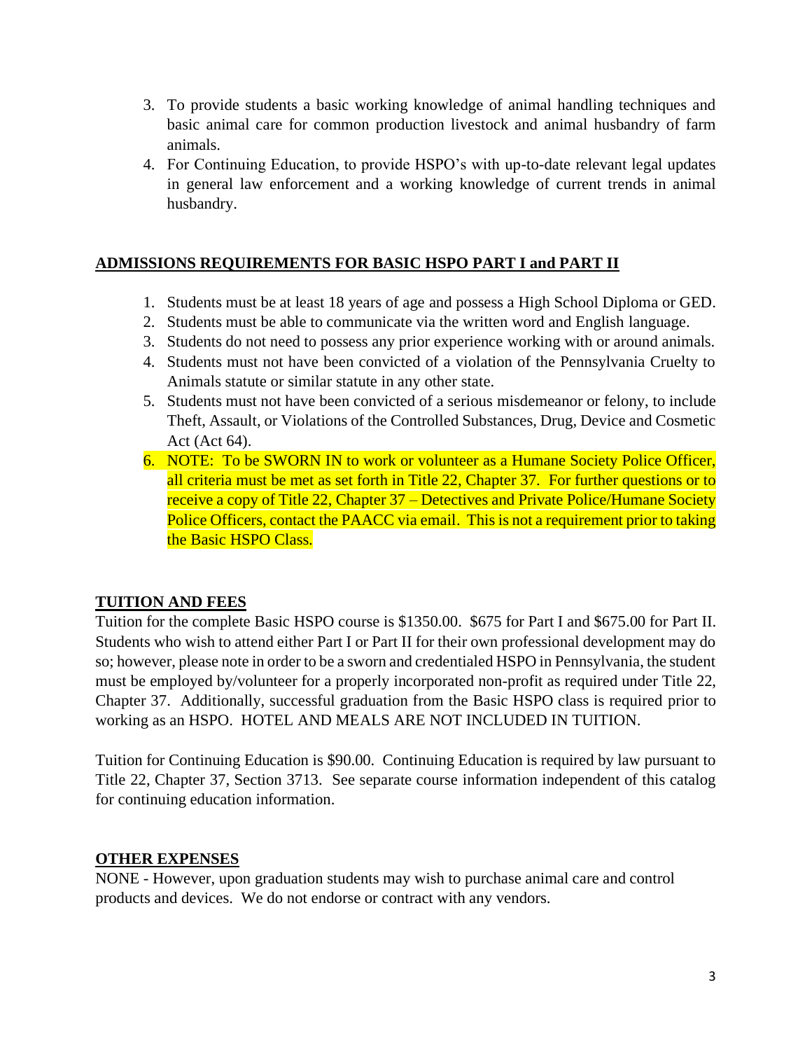3. To provide students a basic working knowledge of animal handling techniques and basic animal care for common production livestock and animal husbandry of farm animals.
4. For Continuing Education, to provide HSPO's with up-to-date relevant legal updates in general law enforcement and a working knowledge of current trends in animal husbandry.

## ADMISSIONS REQUIREMENTS FOR BASIC HSPO PART I and PART II

1. Students must be at least 18 years of age and possess a High School Diploma or GED.
2. Students must be able to communicate via the written word and English language.
3. Students do not need to possess any prior experience working with or around animals.
4. Students must not have been convicted of a violation of the Pennsylvania Cruelty to Animals statute or similar statute in any other state.
5. Students must not have been convicted of a serious misdemeanor or felony, to include Theft, Assault, or Violations of the Controlled Substances, Drug, Device and Cosmetic Act (Act 64).
6. NOTE: To be SWORN IN to work or volunteer as a Humane Society Police Officer, all criteria must be met as set forth in Title 22, Chapter 37. For further questions or to receive a copy of Title 22, Chapter 37 – Detectives and Private Police/Humane Society Police Officers, contact the PAACC via email. This is not a requirement prior to taking the Basic HSPO Class.

## TUITION AND FEES

Tuition for the complete Basic HSPO course is $1350.00. $675 for Part I and $675.00 for Part II. Students who wish to attend either Part I or Part II for their own professional development may do so; however, please note in order to be a sworn and credentialed HSPO in Pennsylvania, the student must be employed by/volunteer for a properly incorporated non-profit as required under Title 22, Chapter 37. Additionally, successful graduation from the Basic HSPO class is required prior to working as an HSPO. HOTEL AND MEALS ARE NOT INCLUDED IN TUITION.

Tuition for Continuing Education is $90.00. Continuing Education is required by law pursuant to Title 22, Chapter 37, Section 3713. See separate course information independent of this catalog for continuing education information.

## OTHER EXPENSES

NONE - However, upon graduation students may wish to purchase animal care and control products and devices. We do not endorse or contract with any vendors.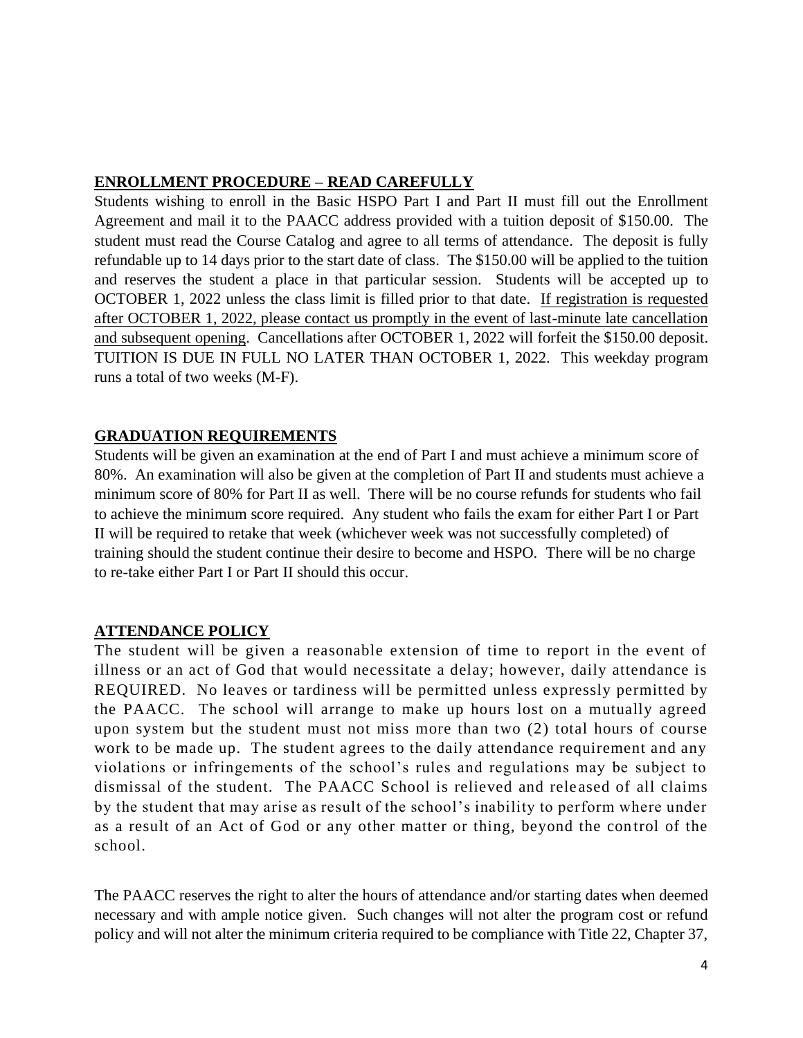## ENROLLMENT PROCEDURE – READ CAREFULLY

Students wishing to enroll in the Basic HSPO Part I and Part II must fill out the Enrollment Agreement and mail it to the PAACC address provided with a tuition deposit of $150.00. The student must read the Course Catalog and agree to all terms of attendance. The deposit is fully refundable up to 14 days prior to the start date of class. The $150.00 will be applied to the tuition and reserves the student a place in that particular session. Students will be accepted up to OCTOBER 1, 2022 unless the class limit is filled prior to that date. <u>If registration is requested after OCTOBER 1, 2022, please contact us promptly in the event of last-minute late cancellation and subsequent opening</u>. Cancellations after OCTOBER 1, 2022 will forfeit the $150.00 deposit. TUITION IS DUE IN FULL NO LATER THAN OCTOBER 1, 2022. This weekday program runs a total of two weeks (M-F).

## GRADUATION REQUIREMENTS

Students will be given an examination at the end of Part I and must achieve a minimum score of 80%. An examination will also be given at the completion of Part II and students must achieve a minimum score of 80% for Part II as well. There will be no course refunds for students who fail to achieve the minimum score required. Any student who fails the exam for either Part I or Part II will be required to retake that week (whichever week was not successfully completed) of training should the student continue their desire to become and HSPO. There will be no charge to re-take either Part I or Part II should this occur.

## ATTENDANCE POLICY

The student will be given a reasonable extension of time to report in the event of illness or an act of God that would necessitate a delay; however, daily attendance is REQUIRED. No leaves or tardiness will be permitted unless expressly permitted by the PAACC. The school will arrange to make up hours lost on a mutually agreed upon system but the student must not miss more than two (2) total hours of course work to be made up. The student agrees to the daily attendance requirement and any violations or infringements of the school's rules and regulations may be subject to dismissal of the student. The PAACC School is relieved and released of all claims by the student that may arise as result of the school's inability to perform where under as a result of an Act of God or any other matter or thing, beyond the control of the school.

The PAACC reserves the right to alter the hours of attendance and/or starting dates when deemed necessary and with ample notice given. Such changes will not alter the program cost or refund policy and will not alter the minimum criteria required to be compliance with Title 22, Chapter 37,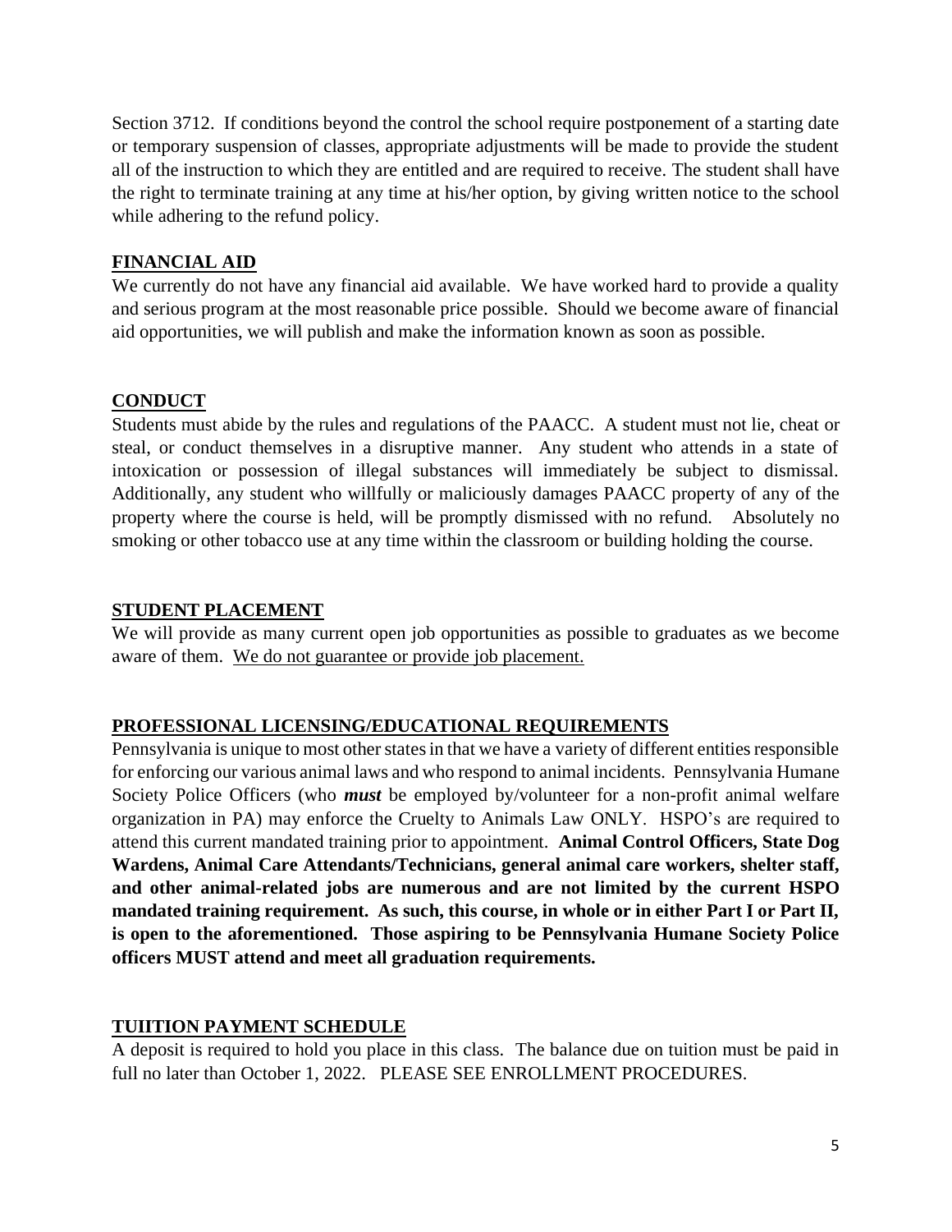Section 3712. If conditions beyond the control the school require postponement of a starting date or temporary suspension of classes, appropriate adjustments will be made to provide the student all of the instruction to which they are entitled and are required to receive. The student shall have the right to terminate training at any time at his/her option, by giving written notice to the school while adhering to the refund policy.

## FINANCIAL AID

We currently do not have any financial aid available. We have worked hard to provide a quality and serious program at the most reasonable price possible. Should we become aware of financial aid opportunities, we will publish and make the information known as soon as possible.

## CONDUCT

Students must abide by the rules and regulations of the PAACC. A student must not lie, cheat or steal, or conduct themselves in a disruptive manner. Any student who attends in a state of intoxication or possession of illegal substances will immediately be subject to dismissal. Additionally, any student who willfully or maliciously damages PAACC property of any of the property where the course is held, will be promptly dismissed with no refund. Absolutely no smoking or other tobacco use at any time within the classroom or building holding the course.

## STUDENT PLACEMENT

We will provide as many current open job opportunities as possible to graduates as we become aware of them. We do not guarantee or provide job placement.

## PROFESSIONAL LICENSING/EDUCATIONAL REQUIREMENTS

Pennsylvania is unique to most other states in that we have a variety of different entities responsible for enforcing our various animal laws and who respond to animal incidents. Pennsylvania Humane Society Police Officers (who ***must*** be employed by/volunteer for a non-profit animal welfare organization in PA) may enforce the Cruelty to Animals Law ONLY. HSPO's are required to attend this current mandated training prior to appointment. **Animal Control Officers, State Dog Wardens, Animal Care Attendants/Technicians, general animal care workers, shelter staff, and other animal-related jobs are numerous and are not limited by the current HSPO mandated training requirement. As such, this course, in whole or in either Part I or Part II, is open to the aforementioned. Those aspiring to be Pennsylvania Humane Society Police officers MUST attend and meet all graduation requirements.**

## TUIITION PAYMENT SCHEDULE

A deposit is required to hold you place in this class. The balance due on tuition must be paid in full no later than October 1, 2022. PLEASE SEE ENROLLMENT PROCEDURES.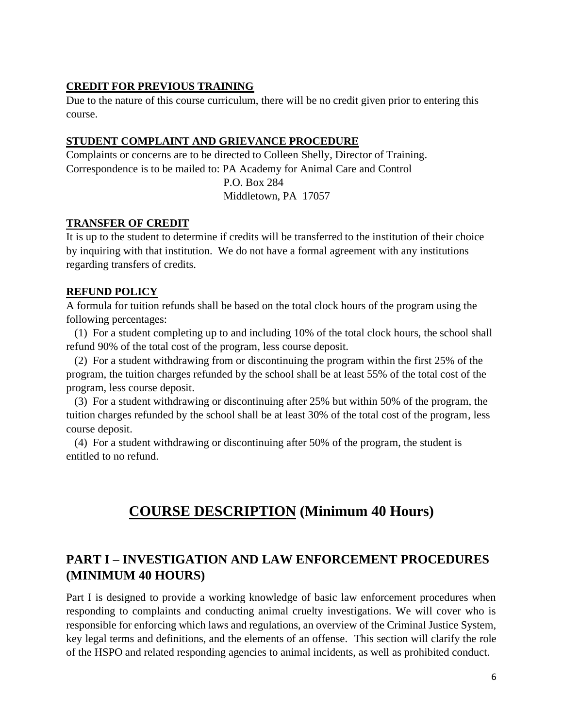### CREDIT FOR PREVIOUS TRAINING

Due to the nature of this course curriculum, there will be no credit given prior to entering this course.

### STUDENT COMPLAINT AND GRIEVANCE PROCEDURE

Complaints or concerns are to be directed to Colleen Shelly, Director of Training.
Correspondence is to be mailed to: PA Academy for Animal Care and Control
P.O. Box 284
Middletown, PA 17057

### TRANSFER OF CREDIT

It is up to the student to determine if credits will be transferred to the institution of their choice by inquiring with that institution. We do not have a formal agreement with any institutions regarding transfers of credits.

### REFUND POLICY

A formula for tuition refunds shall be based on the total clock hours of the program using the following percentages:

(1) For a student completing up to and including 10% of the total clock hours, the school shall refund 90% of the total cost of the program, less course deposit.

(2) For a student withdrawing from or discontinuing the program within the first 25% of the program, the tuition charges refunded by the school shall be at least 55% of the total cost of the program, less course deposit.

(3) For a student withdrawing or discontinuing after 25% but within 50% of the program, the tuition charges refunded by the school shall be at least 30% of the total cost of the program, less course deposit.

(4) For a student withdrawing or discontinuing after 50% of the program, the student is entitled to no refund.

# COURSE DESCRIPTION (Minimum 40 Hours)

## PART I – INVESTIGATION AND LAW ENFORCEMENT PROCEDURES (MINIMUM 40 HOURS)

Part I is designed to provide a working knowledge of basic law enforcement procedures when responding to complaints and conducting animal cruelty investigations. We will cover who is responsible for enforcing which laws and regulations, an overview of the Criminal Justice System, key legal terms and definitions, and the elements of an offense. This section will clarify the role of the HSPO and related responding agencies to animal incidents, as well as prohibited conduct.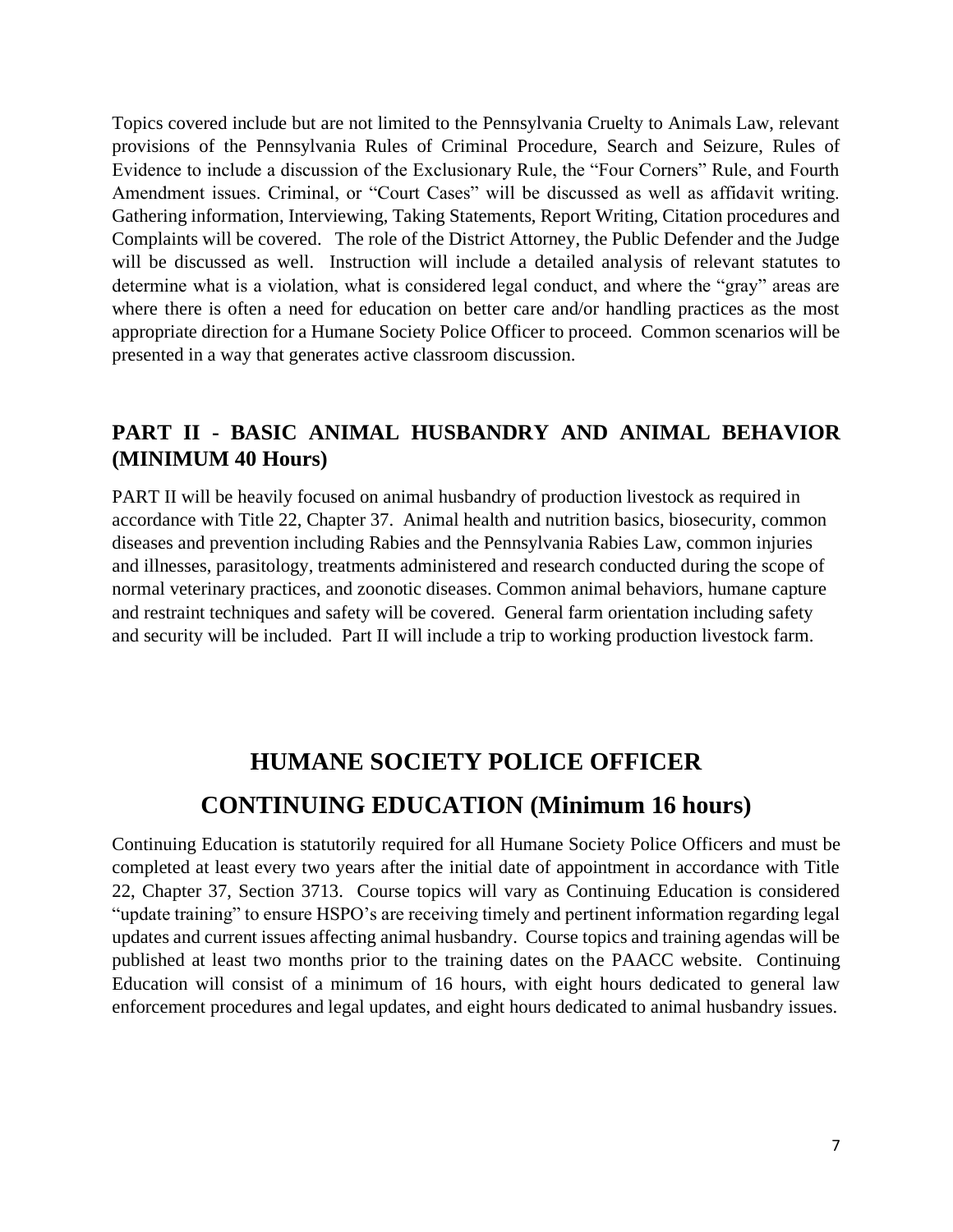Topics covered include but are not limited to the Pennsylvania Cruelty to Animals Law, relevant provisions of the Pennsylvania Rules of Criminal Procedure, Search and Seizure, Rules of Evidence to include a discussion of the Exclusionary Rule, the "Four Corners" Rule, and Fourth Amendment issues. Criminal, or "Court Cases" will be discussed as well as affidavit writing. Gathering information, Interviewing, Taking Statements, Report Writing, Citation procedures and Complaints will be covered. The role of the District Attorney, the Public Defender and the Judge will be discussed as well. Instruction will include a detailed analysis of relevant statutes to determine what is a violation, what is considered legal conduct, and where the "gray" areas are where there is often a need for education on better care and/or handling practices as the most appropriate direction for a Humane Society Police Officer to proceed. Common scenarios will be presented in a way that generates active classroom discussion.

## PART II - BASIC ANIMAL HUSBANDRY AND ANIMAL BEHAVIOR (MINIMUM 40 Hours)

PART II will be heavily focused on animal husbandry of production livestock as required in accordance with Title 22, Chapter 37. Animal health and nutrition basics, biosecurity, common diseases and prevention including Rabies and the Pennsylvania Rabies Law, common injuries and illnesses, parasitology, treatments administered and research conducted during the scope of normal veterinary practices, and zoonotic diseases. Common animal behaviors, humane capture and restraint techniques and safety will be covered. General farm orientation including safety and security will be included. Part II will include a trip to working production livestock farm.

# HUMANE SOCIETY POLICE OFFICER

# CONTINUING EDUCATION (Minimum 16 hours)

Continuing Education is statutorily required for all Humane Society Police Officers and must be completed at least every two years after the initial date of appointment in accordance with Title 22, Chapter 37, Section 3713. Course topics will vary as Continuing Education is considered "update training" to ensure HSPO's are receiving timely and pertinent information regarding legal updates and current issues affecting animal husbandry. Course topics and training agendas will be published at least two months prior to the training dates on the PAACC website. Continuing Education will consist of a minimum of 16 hours, with eight hours dedicated to general law enforcement procedures and legal updates, and eight hours dedicated to animal husbandry issues.